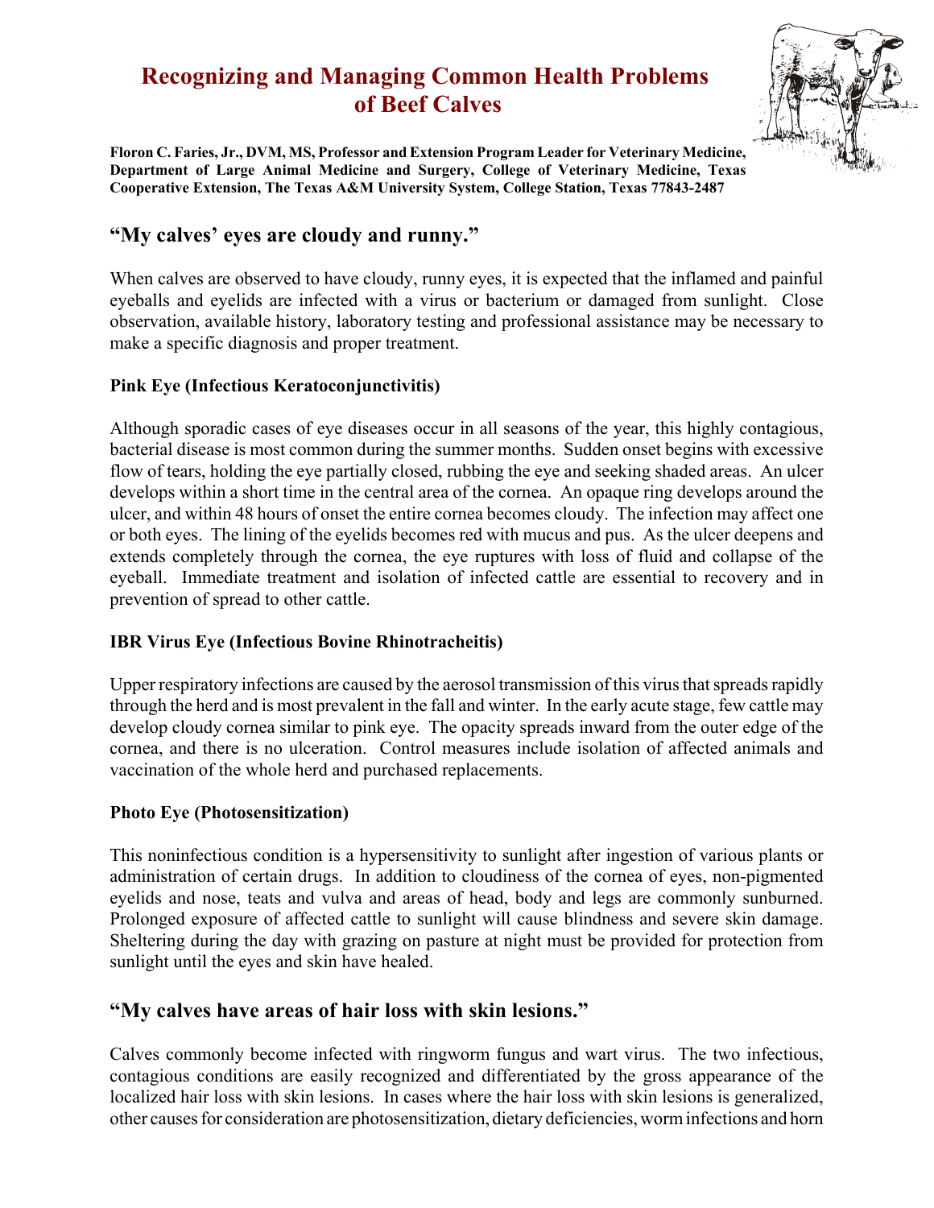# Recognizing and Managing Common Health Problems of Beef Calves

**Floron C. Faries, Jr., DVM, MS, Professor and Extension Program Leader for Veterinary Medicine, Department of Large Animal Medicine and Surgery, College of Veterinary Medicine, Texas Cooperative Extension, The Texas A&M University System, College Station, Texas 77843-2487**

## "My calves' eyes are cloudy and runny."

When calves are observed to have cloudy, runny eyes, it is expected that the inflamed and painful eyeballs and eyelids are infected with a virus or bacterium or damaged from sunlight. Close observation, available history, laboratory testing and professional assistance may be necessary to make a specific diagnosis and proper treatment.

### Pink Eye (Infectious Keratoconjunctivitis)

Although sporadic cases of eye diseases occur in all seasons of the year, this highly contagious, bacterial disease is most common during the summer months. Sudden onset begins with excessive flow of tears, holding the eye partially closed, rubbing the eye and seeking shaded areas. An ulcer develops within a short time in the central area of the cornea. An opaque ring develops around the ulcer, and within 48 hours of onset the entire cornea becomes cloudy. The infection may affect one or both eyes. The lining of the eyelids becomes red with mucus and pus. As the ulcer deepens and extends completely through the cornea, the eye ruptures with loss of fluid and collapse of the eyeball. Immediate treatment and isolation of infected cattle are essential to recovery and in prevention of spread to other cattle.

### IBR Virus Eye (Infectious Bovine Rhinotracheitis)

Upper respiratory infections are caused by the aerosol transmission of this virus that spreads rapidly through the herd and is most prevalent in the fall and winter. In the early acute stage, few cattle may develop cloudy cornea similar to pink eye. The opacity spreads inward from the outer edge of the cornea, and there is no ulceration. Control measures include isolation of affected animals and vaccination of the whole herd and purchased replacements.

### Photo Eye (Photosensitization)

This noninfectious condition is a hypersensitivity to sunlight after ingestion of various plants or administration of certain drugs. In addition to cloudiness of the cornea of eyes, non-pigmented eyelids and nose, teats and vulva and areas of head, body and legs are commonly sunburned. Prolonged exposure of affected cattle to sunlight will cause blindness and severe skin damage. Sheltering during the day with grazing on pasture at night must be provided for protection from sunlight until the eyes and skin have healed.

## "My calves have areas of hair loss with skin lesions."

Calves commonly become infected with ringworm fungus and wart virus. The two infectious, contagious conditions are easily recognized and differentiated by the gross appearance of the localized hair loss with skin lesions. In cases where the hair loss with skin lesions is generalized, other causes for consideration are photosensitization, dietary deficiencies, worm infections and horn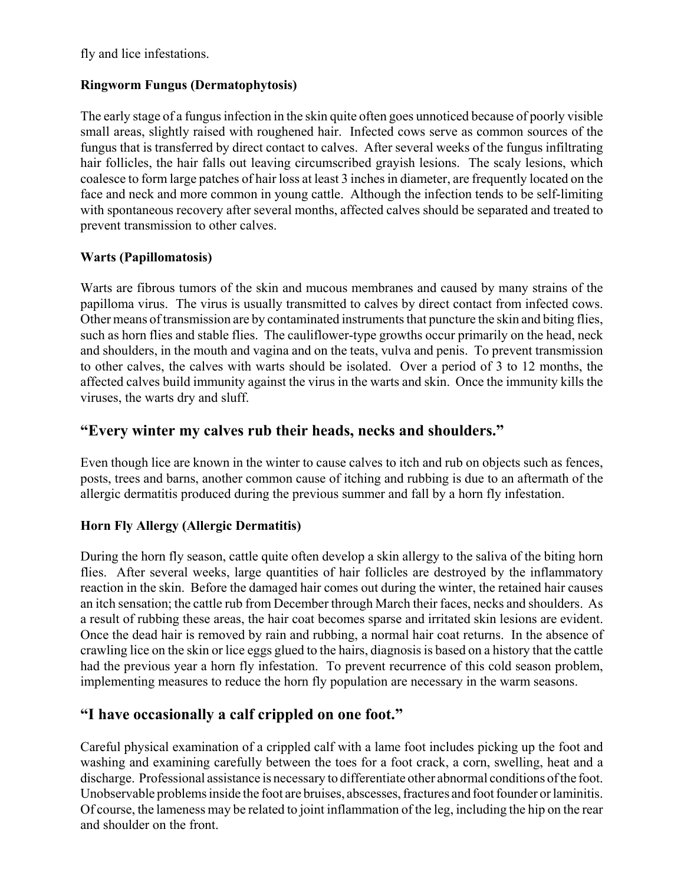fly and lice infestations.

### Ringworm Fungus (Dermatophytosis)

The early stage of a fungus infection in the skin quite often goes unnoticed because of poorly visible small areas, slightly raised with roughened hair. Infected cows serve as common sources of the fungus that is transferred by direct contact to calves. After several weeks of the fungus infiltrating hair follicles, the hair falls out leaving circumscribed grayish lesions. The scaly lesions, which coalesce to form large patches of hair loss at least 3 inches in diameter, are frequently located on the face and neck and more common in young cattle. Although the infection tends to be self-limiting with spontaneous recovery after several months, affected calves should be separated and treated to prevent transmission to other calves.

### Warts (Papillomatosis)

Warts are fibrous tumors of the skin and mucous membranes and caused by many strains of the papilloma virus. The virus is usually transmitted to calves by direct contact from infected cows. Other means of transmission are by contaminated instruments that puncture the skin and biting flies, such as horn flies and stable flies. The cauliflower-type growths occur primarily on the head, neck and shoulders, in the mouth and vagina and on the teats, vulva and penis. To prevent transmission to other calves, the calves with warts should be isolated. Over a period of 3 to 12 months, the affected calves build immunity against the virus in the warts and skin. Once the immunity kills the viruses, the warts dry and sluff.

## "Every winter my calves rub their heads, necks and shoulders."

Even though lice are known in the winter to cause calves to itch and rub on objects such as fences, posts, trees and barns, another common cause of itching and rubbing is due to an aftermath of the allergic dermatitis produced during the previous summer and fall by a horn fly infestation.

### Horn Fly Allergy (Allergic Dermatitis)

During the horn fly season, cattle quite often develop a skin allergy to the saliva of the biting horn flies. After several weeks, large quantities of hair follicles are destroyed by the inflammatory reaction in the skin. Before the damaged hair comes out during the winter, the retained hair causes an itch sensation; the cattle rub from December through March their faces, necks and shoulders. As a result of rubbing these areas, the hair coat becomes sparse and irritated skin lesions are evident. Once the dead hair is removed by rain and rubbing, a normal hair coat returns. In the absence of crawling lice on the skin or lice eggs glued to the hairs, diagnosis is based on a history that the cattle had the previous year a horn fly infestation. To prevent recurrence of this cold season problem, implementing measures to reduce the horn fly population are necessary in the warm seasons.

## "I have occasionally a calf crippled on one foot."

Careful physical examination of a crippled calf with a lame foot includes picking up the foot and washing and examining carefully between the toes for a foot crack, a corn, swelling, heat and a discharge. Professional assistance is necessary to differentiate other abnormal conditions of the foot. Unobservable problems inside the foot are bruises, abscesses, fractures and foot founder or laminitis. Of course, the lameness may be related to joint inflammation of the leg, including the hip on the rear and shoulder on the front.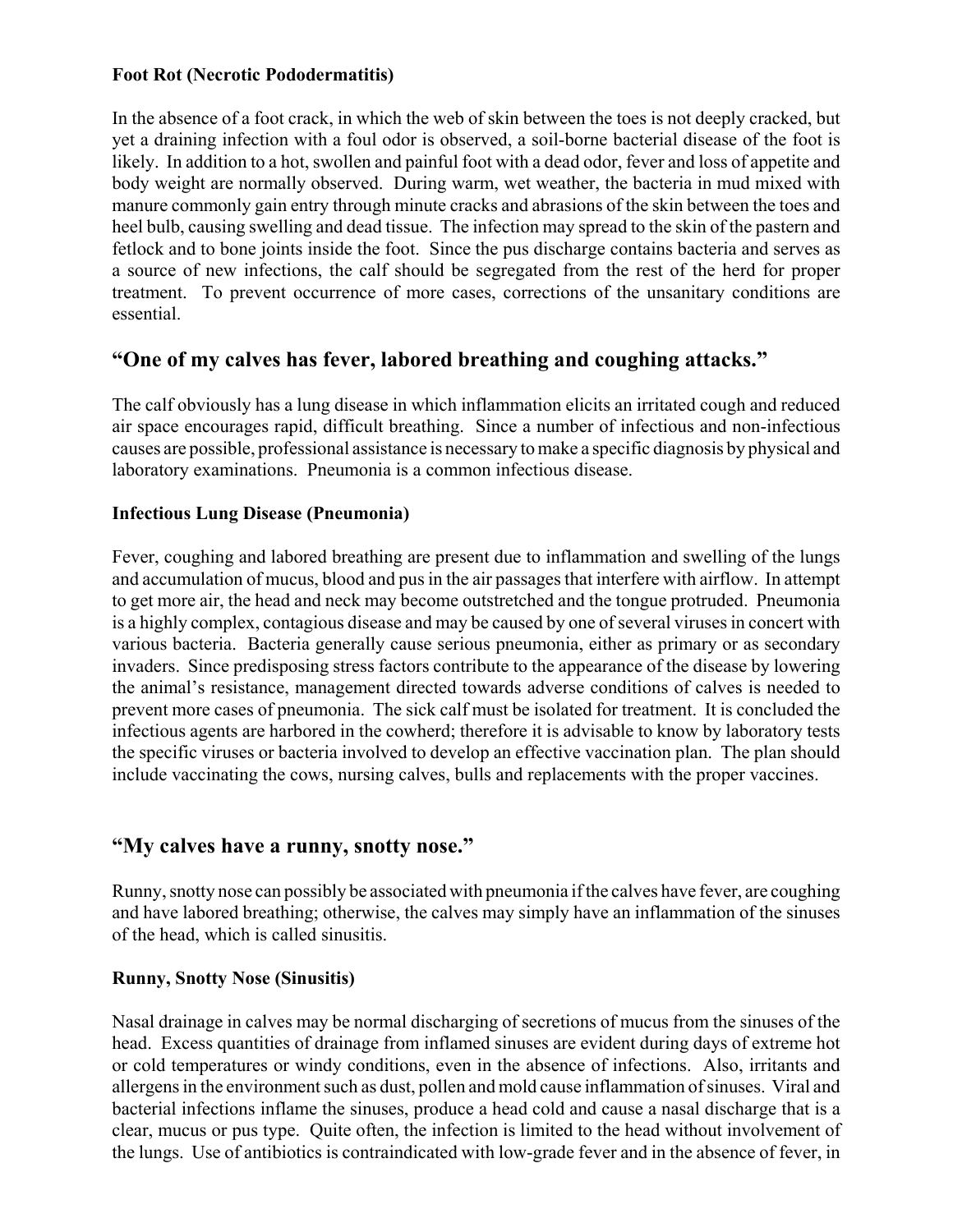### Foot Rot (Necrotic Pododermatitis)

In the absence of a foot crack, in which the web of skin between the toes is not deeply cracked, but yet a draining infection with a foul odor is observed, a soil-borne bacterial disease of the foot is likely. In addition to a hot, swollen and painful foot with a dead odor, fever and loss of appetite and body weight are normally observed. During warm, wet weather, the bacteria in mud mixed with manure commonly gain entry through minute cracks and abrasions of the skin between the toes and heel bulb, causing swelling and dead tissue. The infection may spread to the skin of the pastern and fetlock and to bone joints inside the foot. Since the pus discharge contains bacteria and serves as a source of new infections, the calf should be segregated from the rest of the herd for proper treatment. To prevent occurrence of more cases, corrections of the unsanitary conditions are essential.

## "One of my calves has fever, labored breathing and coughing attacks."

The calf obviously has a lung disease in which inflammation elicits an irritated cough and reduced air space encourages rapid, difficult breathing. Since a number of infectious and non-infectious causes are possible, professional assistance is necessary to make a specific diagnosis by physical and laboratory examinations. Pneumonia is a common infectious disease.

### Infectious Lung Disease (Pneumonia)

Fever, coughing and labored breathing are present due to inflammation and swelling of the lungs and accumulation of mucus, blood and pus in the air passages that interfere with airflow. In attempt to get more air, the head and neck may become outstretched and the tongue protruded. Pneumonia is a highly complex, contagious disease and may be caused by one of several viruses in concert with various bacteria. Bacteria generally cause serious pneumonia, either as primary or as secondary invaders. Since predisposing stress factors contribute to the appearance of the disease by lowering the animal's resistance, management directed towards adverse conditions of calves is needed to prevent more cases of pneumonia. The sick calf must be isolated for treatment. It is concluded the infectious agents are harbored in the cowherd; therefore it is advisable to know by laboratory tests the specific viruses or bacteria involved to develop an effective vaccination plan. The plan should include vaccinating the cows, nursing calves, bulls and replacements with the proper vaccines.

## "My calves have a runny, snotty nose."

Runny, snotty nose can possibly be associated with pneumonia if the calves have fever, are coughing and have labored breathing; otherwise, the calves may simply have an inflammation of the sinuses of the head, which is called sinusitis.

### Runny, Snotty Nose (Sinusitis)

Nasal drainage in calves may be normal discharging of secretions of mucus from the sinuses of the head. Excess quantities of drainage from inflamed sinuses are evident during days of extreme hot or cold temperatures or windy conditions, even in the absence of infections. Also, irritants and allergens in the environment such as dust, pollen and mold cause inflammation of sinuses. Viral and bacterial infections inflame the sinuses, produce a head cold and cause a nasal discharge that is a clear, mucus or pus type. Quite often, the infection is limited to the head without involvement of the lungs. Use of antibiotics is contraindicated with low-grade fever and in the absence of fever, in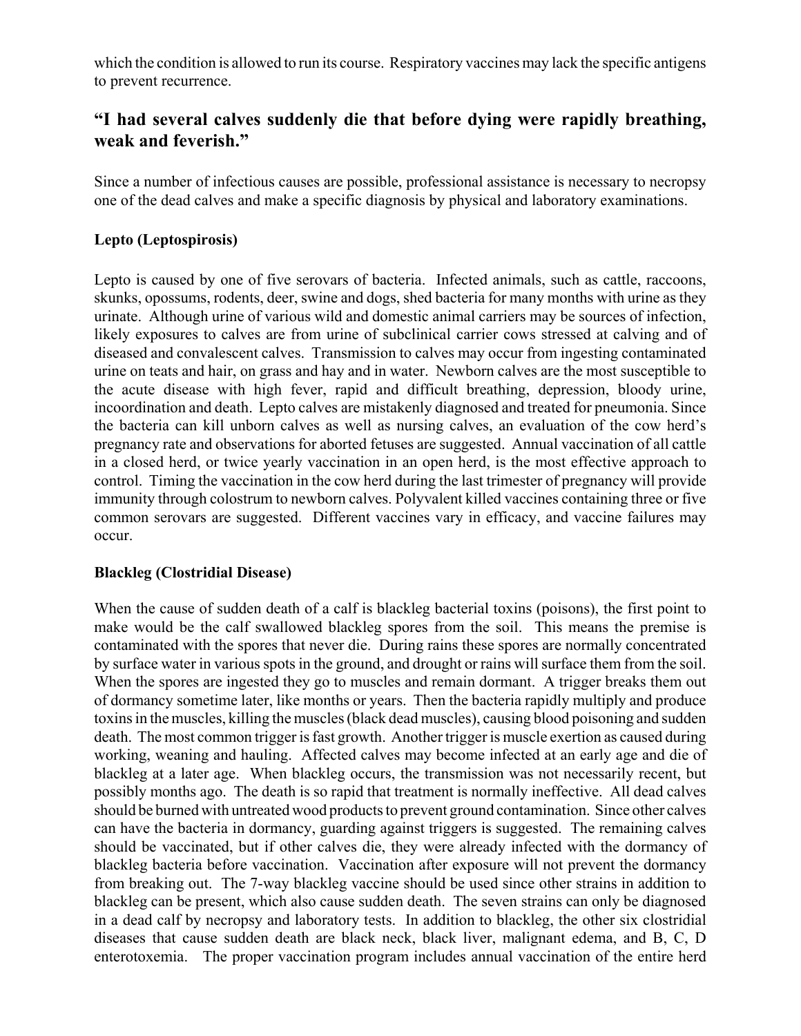which the condition is allowed to run its course. Respiratory vaccines may lack the specific antigens to prevent recurrence.

## "I had several calves suddenly die that before dying were rapidly breathing, weak and feverish."

Since a number of infectious causes are possible, professional assistance is necessary to necropsy one of the dead calves and make a specific diagnosis by physical and laboratory examinations.

### Lepto (Leptospirosis)

Lepto is caused by one of five serovars of bacteria. Infected animals, such as cattle, raccoons, skunks, opossums, rodents, deer, swine and dogs, shed bacteria for many months with urine as they urinate. Although urine of various wild and domestic animal carriers may be sources of infection, likely exposures to calves are from urine of subclinical carrier cows stressed at calving and of diseased and convalescent calves. Transmission to calves may occur from ingesting contaminated urine on teats and hair, on grass and hay and in water. Newborn calves are the most susceptible to the acute disease with high fever, rapid and difficult breathing, depression, bloody urine, incoordination and death. Lepto calves are mistakenly diagnosed and treated for pneumonia. Since the bacteria can kill unborn calves as well as nursing calves, an evaluation of the cow herd's pregnancy rate and observations for aborted fetuses are suggested. Annual vaccination of all cattle in a closed herd, or twice yearly vaccination in an open herd, is the most effective approach to control. Timing the vaccination in the cow herd during the last trimester of pregnancy will provide immunity through colostrum to newborn calves. Polyvalent killed vaccines containing three or five common serovars are suggested. Different vaccines vary in efficacy, and vaccine failures may occur.

### Blackleg (Clostridial Disease)

When the cause of sudden death of a calf is blackleg bacterial toxins (poisons), the first point to make would be the calf swallowed blackleg spores from the soil. This means the premise is contaminated with the spores that never die. During rains these spores are normally concentrated by surface water in various spots in the ground, and drought or rains will surface them from the soil. When the spores are ingested they go to muscles and remain dormant. A trigger breaks them out of dormancy sometime later, like months or years. Then the bacteria rapidly multiply and produce toxins in the muscles, killing the muscles (black dead muscles), causing blood poisoning and sudden death. The most common trigger is fast growth. Another trigger is muscle exertion as caused during working, weaning and hauling. Affected calves may become infected at an early age and die of blackleg at a later age. When blackleg occurs, the transmission was not necessarily recent, but possibly months ago. The death is so rapid that treatment is normally ineffective. All dead calves should be burned with untreated wood products to prevent ground contamination. Since other calves can have the bacteria in dormancy, guarding against triggers is suggested. The remaining calves should be vaccinated, but if other calves die, they were already infected with the dormancy of blackleg bacteria before vaccination. Vaccination after exposure will not prevent the dormancy from breaking out. The 7-way blackleg vaccine should be used since other strains in addition to blackleg can be present, which also cause sudden death. The seven strains can only be diagnosed in a dead calf by necropsy and laboratory tests. In addition to blackleg, the other six clostridial diseases that cause sudden death are black neck, black liver, malignant edema, and B, C, D enterotoxemia. The proper vaccination program includes annual vaccination of the entire herd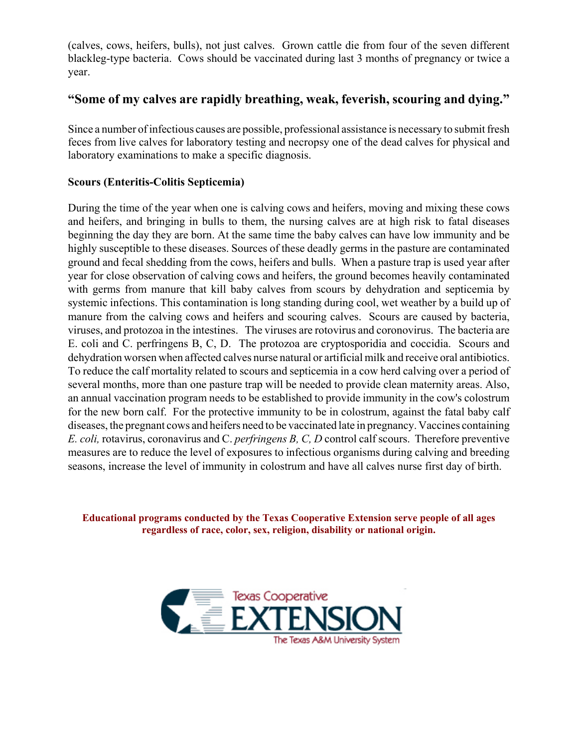(calves, cows, heifers, bulls), not just calves. Grown cattle die from four of the seven different blackleg-type bacteria. Cows should be vaccinated during last 3 months of pregnancy or twice a year.

## "Some of my calves are rapidly breathing, weak, feverish, scouring and dying."

Since a number of infectious causes are possible, professional assistance is necessary to submit fresh feces from live calves for laboratory testing and necropsy one of the dead calves for physical and laboratory examinations to make a specific diagnosis.

**Scours (Enteritis-Colitis Septicemia)**

During the time of the year when one is calving cows and heifers, moving and mixing these cows and heifers, and bringing in bulls to them, the nursing calves are at high risk to fatal diseases beginning the day they are born. At the same time the baby calves can have low immunity and be highly susceptible to these diseases. Sources of these deadly germs in the pasture are contaminated ground and fecal shedding from the cows, heifers and bulls. When a pasture trap is used year after year for close observation of calving cows and heifers, the ground becomes heavily contaminated with germs from manure that kill baby calves from scours by dehydration and septicemia by systemic infections. This contamination is long standing during cool, wet weather by a build up of manure from the calving cows and heifers and scouring calves. Scours are caused by bacteria, viruses, and protozoa in the intestines. The viruses are rotovirus and coronovirus. The bacteria are E. coli and C. perfringens B, C, D. The protozoa are cryptosporidia and coccidia. Scours and dehydration worsen when affected calves nurse natural or artificial milk and receive oral antibiotics. To reduce the calf mortality related to scours and septicemia in a cow herd calving over a period of several months, more than one pasture trap will be needed to provide clean maternity areas. Also, an annual vaccination program needs to be established to provide immunity in the cow's colostrum for the new born calf. For the protective immunity to be in colostrum, against the fatal baby calf diseases, the pregnant cows and heifers need to be vaccinated late in pregnancy. Vaccines containing *E. coli,* rotavirus, coronavirus and C. *perfringens B, C, D* control calf scours. Therefore preventive measures are to reduce the level of exposures to infectious organisms during calving and breeding seasons, increase the level of immunity in colostrum and have all calves nurse first day of birth.

**Educational programs conducted by the Texas Cooperative Extension serve people of all ages regardless of race, color, sex, religion, disability or national origin.**

Texas Cooperative
EXTENSION
The Texas A&M University System